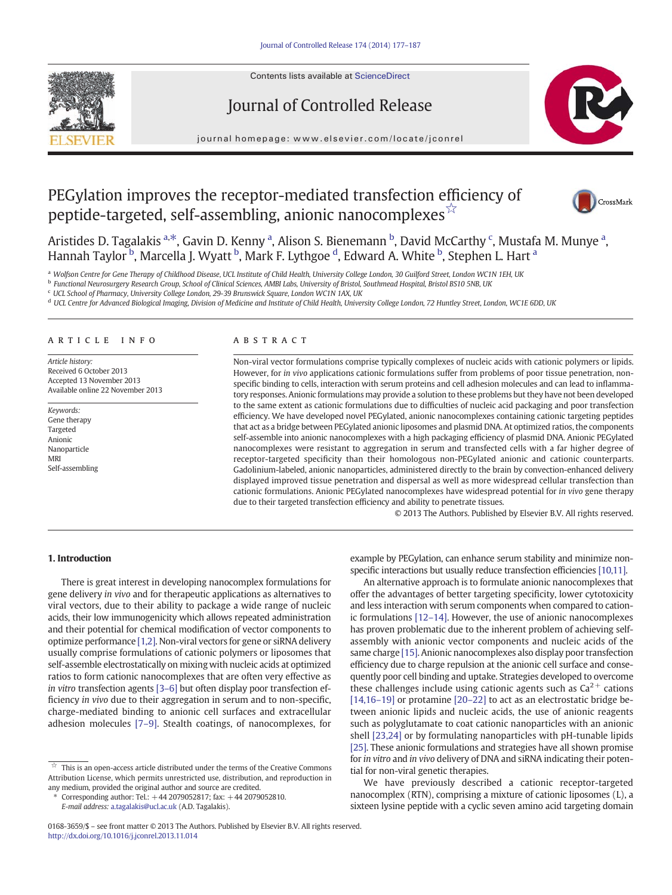# PEGylation improves the receptor-mediated transfection efficiency of peptide-targeted, self-assembling, anionic nanocomplexes ☆

Aristides D. Tagalakis [a,*], Gavin D. Kenny [a], Alison S. Bienemann [b], David McCarthy [c], Mustafa M. Munye [a], Hannah Taylor [b], Marcella J. Wyatt [b], Mark F. Lythgoe [d], Edward A. White [b], Stephen L. Hart [a]

[a] Wolfson Centre for Gene Therapy of Childhood Disease, UCL Institute of Child Health, University College London, 30 Guilford Street, London WC1N 1EH, UK
[b] Functional Neurosurgery Research Group, School of Clinical Sciences, AMBI Labs, University of Bristol, Southmead Hospital, Bristol BS10 5NB, UK
[c] UCL School of Pharmacy, University College London, 29-39 Brunswick Square, London WC1N 1AX, UK
[d] UCL Centre for Advanced Biological Imaging, Division of Medicine and Institute of Child Health, University College London, 72 Huntley Street, London, WC1E 6DD, UK

## ARTICLE INFO

*Article history:*
Received 6 October 2013
Accepted 13 November 2013
Available online 22 November 2013

*Keywords:*
Gene therapy
Targeted
Anionic
Nanoparticle
MRI
Self-assembling

## ABSTRACT

Non-viral vector formulations comprise typically complexes of nucleic acids with cationic polymers or lipids. However, for *in vivo* applications cationic formulations suffer from problems of poor tissue penetration, non-specific binding to cells, interaction with serum proteins and cell adhesion molecules and can lead to inflammatory responses. Anionic formulations may provide a solution to these problems but they have not been developed to the same extent as cationic formulations due to difficulties of nucleic acid packaging and poor transfection efficiency. We have developed novel PEGylated, anionic nanocomplexes containing cationic targeting peptides that act as a bridge between PEGylated anionic liposomes and plasmid DNA. At optimized ratios, the components self-assemble into anionic nanocomplexes with a high packaging efficiency of plasmid DNA. Anionic PEGylated nanocomplexes were resistant to aggregation in serum and transfected cells with a far higher degree of receptor-targeted specificity than their homologous non-PEGylated anionic and cationic counterparts. Gadolinium-labeled, anionic nanoparticles, administered directly to the brain by convection-enhanced delivery displayed improved tissue penetration and dispersal as well as more widespread cellular transfection than cationic formulations. Anionic PEGylated nanocomplexes have widespread potential for *in vivo* gene therapy due to their targeted transfection efficiency and ability to penetrate tissues.

© 2013 The Authors. Published by Elsevier B.V. All rights reserved.

## 1. Introduction

There is great interest in developing nanocomplex formulations for gene delivery *in vivo* and for therapeutic applications as alternatives to viral vectors, due to their ability to package a wide range of nucleic acids, their low immunogenicity which allows repeated administration and their potential for chemical modification of vector components to optimize performance [1,2]. Non-viral vectors for gene or siRNA delivery usually comprise formulations of cationic polymers or liposomes that self-assemble electrostatically on mixing with nucleic acids at optimized ratios to form cationic nanocomplexes that are often very effective as *in vitro* transfection agents [3–6] but often display poor transfection efficiency *in vivo* due to their aggregation in serum and to non-specific, charge-mediated binding to anionic cell surfaces and extracellular adhesion molecules [7–9]. Stealth coatings, of nanocomplexes, for example by PEGylation, can enhance serum stability and minimize non-specific interactions but usually reduce transfection efficiencies [10,11].

An alternative approach is to formulate anionic nanocomplexes that offer the advantages of better targeting specificity, lower cytotoxicity and less interaction with serum components when compared to cationic formulations [12–14]. However, the use of anionic nanocomplexes has proven problematic due to the inherent problem of achieving self-assembly with anionic vector components and nucleic acids of the same charge [15]. Anionic nanocomplexes also display poor transfection efficiency due to charge repulsion at the anionic cell surface and consequently poor cell binding and uptake. Strategies developed to overcome these challenges include using cationic agents such as $Ca^{2+}$ cations [14,16–19] or protamine [20–22] to act as an electrostatic bridge between anionic lipids and nucleic acids, the use of anionic reagents such as polyglutamate to coat cationic nanoparticles with an anionic shell [23,24] or by formulating nanoparticles with pH-tunable lipids [25]. These anionic formulations and strategies have all shown promise for *in vitro* and *in vivo* delivery of DNA and siRNA indicating their potential for non-viral genetic therapies.

We have previously described a cationic receptor-targeted nanocomplex (RTN), comprising a mixture of cationic liposomes (L), a sixteen lysine peptide with a cyclic seven amino acid targeting domain

☆ This is an open-access article distributed under the terms of the Creative Commons Attribution License, which permits unrestricted use, distribution, and reproduction in any medium, provided the original author and source are credited.

\* Corresponding author: Tel.: +44 2079052817; fax: +44 2079052810.
E-mail address: a.tagalakis@ucl.ac.uk (A.D. Tagalakis).

0168-3659/$ – see front matter © 2013 The Authors. Published by Elsevier B.V. All rights reserved.
http://dx.doi.org/10.1016/j.jconrel.2013.11.014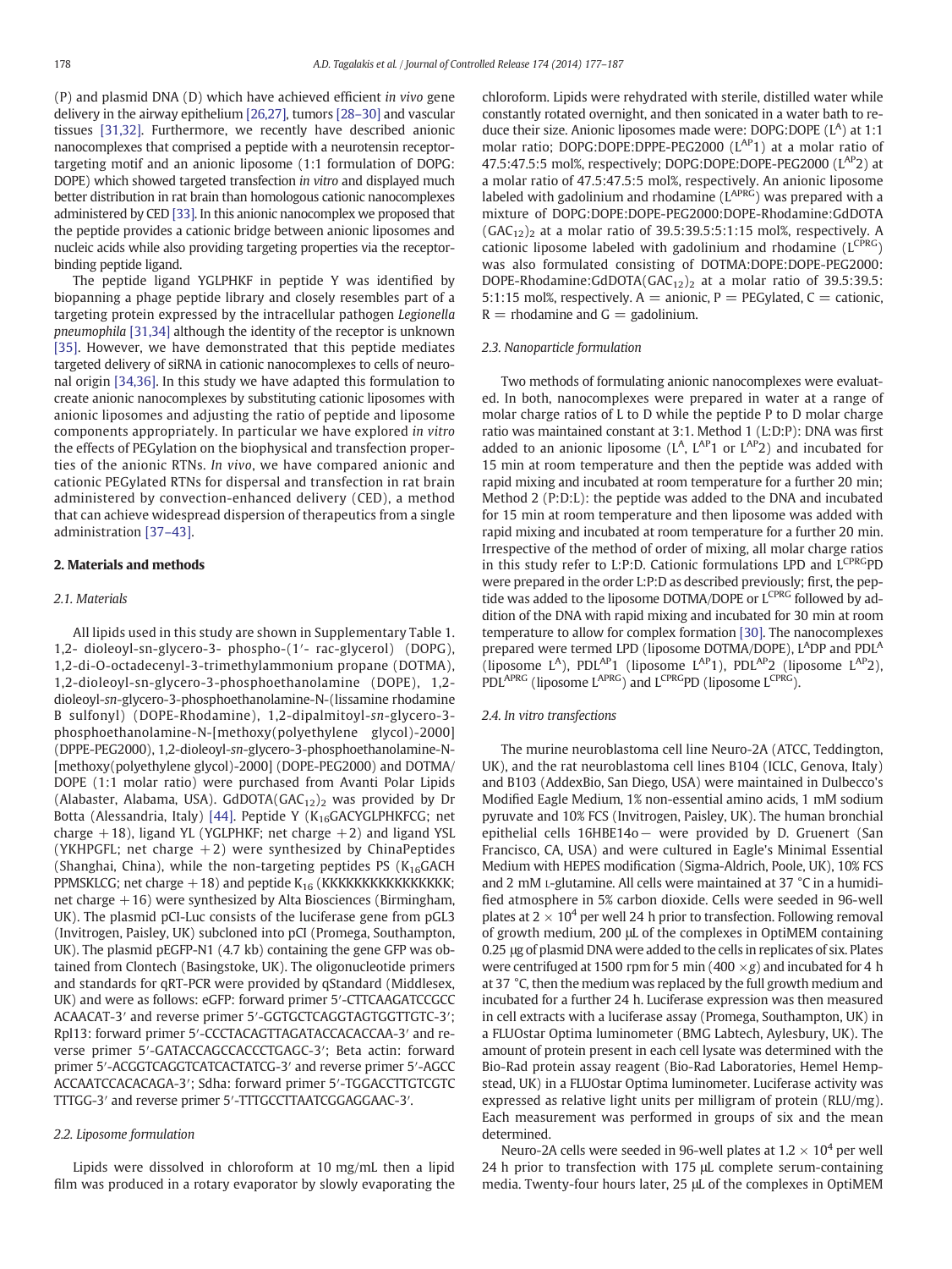(P) and plasmid DNA (D) which have achieved efficient *in vivo* gene delivery in the airway epithelium [26,27], tumors [28–30] and vascular tissues [31,32]. Furthermore, we recently have described anionic nanocomplexes that comprised a peptide with a neurotensin receptor-targeting motif and an anionic liposome (1:1 formulation of DOPG: DOPE) which showed targeted transfection *in vitro* and displayed much better distribution in rat brain than homologous cationic nanocomplexes administered by CED [33]. In this anionic nanocomplex we proposed that the peptide provides a cationic bridge between anionic liposomes and nucleic acids while also providing targeting properties via the receptor-binding peptide ligand.

The peptide ligand YGLPHKF in peptide Y was identified by biopanning a phage peptide library and closely resembles part of a targeting protein expressed by the intracellular pathogen *Legionella pneumophila* [31,34] although the identity of the receptor is unknown [35]. However, we have demonstrated that this peptide mediates targeted delivery of siRNA in cationic nanocomplexes to cells of neuronal origin [34,36]. In this study we have adapted this formulation to create anionic nanocomplexes by substituting cationic liposomes with anionic liposomes and adjusting the ratio of peptide and liposome components appropriately. In particular we have explored *in vitro* the effects of PEGylation on the biophysical and transfection properties of the anionic RTNs. *In vivo*, we have compared anionic and cationic PEGylated RTNs for dispersal and transfection in rat brain administered by convection-enhanced delivery (CED), a method that can achieve widespread dispersion of therapeutics from a single administration [37–43].

## 2. Materials and methods

### 2.1. Materials

All lipids used in this study are shown in Supplementary Table 1. 1,2- dioleoyl-sn-glycero-3- phospho-(1′- rac-glycerol) (DOPG), 1,2-di-O-octadecenyl-3-trimethylammonium propane (DOTMA), 1,2-dioleoyl-sn-glycero-3-phosphoethanolamine (DOPE), 1,2-dioleoyl-*sn*-glycero-3-phosphoethanolamine-N-(lissamine rhodamine B sulfonyl) (DOPE-Rhodamine), 1,2-dipalmitoyl-*sn*-glycero-3-phosphoethanolamine-N-[methoxy(polyethylene glycol)-2000] (DPPE-PEG2000), 1,2-dioleoyl-*sn*-glycero-3-phosphoethanolamine-N-[methoxy(polyethylene glycol)-2000] (DOPE-PEG2000) and DOTMA/DOPE (1:1 molar ratio) were purchased from Avanti Polar Lipids (Alabaster, Alabama, USA). GdDOTA$(GAC_{12})_2$ was provided by Dr Botta (Alessandria, Italy) [44]. Peptide Y ($K_{16}$GACYGLPHKFCG; net charge +18), ligand YL (YGLPHKF; net charge +2) and ligand YSL (YKHPGFL; net charge +2) were synthesized by ChinaPeptides (Shanghai, China), while the non-targeting peptides PS ($K_{16}$GACH PPMSKLCG; net charge +18) and peptide $K_{16}$ (KKKKKKKKKKKKKKKK; net charge +16) were synthesized by Alta Biosciences (Birmingham, UK). The plasmid pCI-Luc consists of the luciferase gene from pGL3 (Invitrogen, Paisley, UK) subcloned into pCI (Promega, Southampton, UK). The plasmid pEGFP-N1 (4.7 kb) containing the gene GFP was obtained from Clontech (Basingstoke, UK). The oligonucleotide primers and standards for qRT-PCR were provided by qStandard (Middlesex, UK) and were as follows: eGFP: forward primer 5′-CTTCAAGATCCGCC ACAACAT-3′ and reverse primer 5′-GGTGCTCAGGTAGTGGTTGTC-3′; Rpl13: forward primer 5′-CCCTACAGTTAGATACCACACCAA-3′ and reverse primer 5′-GATACCAGCCACCCTGAGC-3′; Beta actin: forward primer 5′-ACGGTCAGGTCATCACTATCG-3′ and reverse primer 5′-AGCC ACCAATCCACACAGA-3′; Sdha: forward primer 5′-TGGACCTTGTCGTC TTTGG-3′ and reverse primer 5′-TTTGCCTTAATCGGAGGAAC-3′.

### 2.2. Liposome formulation

Lipids were dissolved in chloroform at 10 mg/mL then a lipid film was produced in a rotary evaporator by slowly evaporating the chloroform. Lipids were rehydrated with sterile, distilled water while constantly rotated overnight, and then sonicated in a water bath to reduce their size. Anionic liposomes made were: DOPG:DOPE ($L^A$) at 1:1 molar ratio; DOPG:DOPE:DPPE-PEG2000 ($L^{AP}1$) at a molar ratio of 47.5:47.5:5 mol%, respectively; DOPG:DOPE:DOPE-PEG2000 ($L^{AP}2$) at a molar ratio of 47.5:47.5:5 mol%, respectively. An anionic liposome labeled with gadolinium and rhodamine ($L^{APRG}$) was prepared with a mixture of DOPG:DOPE:DOPE-PEG2000:DOPE-Rhodamine:GdDOTA $(GAC_{12})_2$ at a molar ratio of 39.5:39.5:5:1:15 mol%, respectively. A cationic liposome labeled with gadolinium and rhodamine ($L^{CPRG}$) was also formulated consisting of DOTMA:DOPE:DOPE-PEG2000: DOPE-Rhodamine:GdDOTA$(GAC_{12})_2$ at a molar ratio of 39.5:39.5: 5:1:15 mol%, respectively. A = anionic, P = PEGylated, C = cationic, R = rhodamine and G = gadolinium.

### 2.3. Nanoparticle formulation

Two methods of formulating anionic nanocomplexes were evaluated. In both, nanocomplexes were prepared in water at a range of molar charge ratios of L to D while the peptide P to D molar charge ratio was maintained constant at 3:1. Method 1 (L:D:P): DNA was first added to an anionic liposome ($L^A$, $L^{AP}1$ or $L^{AP}2$) and incubated for 15 min at room temperature and then the peptide was added with rapid mixing and incubated at room temperature for a further 20 min; Method 2 (P:D:L): the peptide was added to the DNA and incubated for 15 min at room temperature and then liposome was added with rapid mixing and incubated at room temperature for a further 20 min. Irrespective of the method of order of mixing, all molar charge ratios in this study refer to L:P:D. Cationic formulations LPD and $L^{CPRG}$PD were prepared in the order L:P:D as described previously; first, the peptide was added to the liposome DOTMA/DOPE or $L^{CPRG}$ followed by addition of the DNA with rapid mixing and incubated for 30 min at room temperature to allow for complex formation [30]. The nanocomplexes prepared were termed LPD (liposome DOTMA/DOPE), $L^A$DP and PDL$^A$ (liposome $L^A$), PDL$^{AP}$1 (liposome $L^{AP}1$), PDL$^{AP}$2 (liposome $L^{AP}2$), PDL$^{APRG}$ (liposome $L^{APRG}$) and $L^{CPRG}$PD (liposome $L^{CPRG}$).

### 2.4. In vitro transfections

The murine neuroblastoma cell line Neuro-2A (ATCC, Teddington, UK), and the rat neuroblastoma cell lines B104 (ICLC, Genova, Italy) and B103 (AddexBio, San Diego, USA) were maintained in Dulbecco's Modified Eagle Medium, 1% non-essential amino acids, 1 mM sodium pyruvate and 10% FCS (Invitrogen, Paisley, UK). The human bronchial epithelial cells 16HBE14o− were provided by D. Gruenert (San Francisco, CA, USA) and were cultured in Eagle's Minimal Essential Medium with HEPES modification (Sigma-Aldrich, Poole, UK), 10% FCS and 2 mM L-glutamine. All cells were maintained at 37 °C in a humidified atmosphere in 5% carbon dioxide. Cells were seeded in 96-well plates at $2 \times 10^4$ per well 24 h prior to transfection. Following removal of growth medium, 200 μL of the complexes in OptiMEM containing 0.25 μg of plasmid DNA were added to the cells in replicates of six. Plates were centrifuged at 1500 rpm for 5 min (400 ×g) and incubated for 4 h at 37 °C, then the medium was replaced by the full growth medium and incubated for a further 24 h. Luciferase expression was then measured in cell extracts with a luciferase assay (Promega, Southampton, UK) in a FLUOstar Optima luminometer (BMG Labtech, Aylesbury, UK). The amount of protein present in each cell lysate was determined with the Bio-Rad protein assay reagent (Bio-Rad Laboratories, Hemel Hempstead, UK) in a FLUOstar Optima luminometer. Luciferase activity was expressed as relative light units per milligram of protein (RLU/mg). Each measurement was performed in groups of six and the mean determined.

Neuro-2A cells were seeded in 96-well plates at $1.2 \times 10^4$ per well 24 h prior to transfection with 175 μL complete serum-containing media. Twenty-four hours later, 25 μL of the complexes in OptiMEM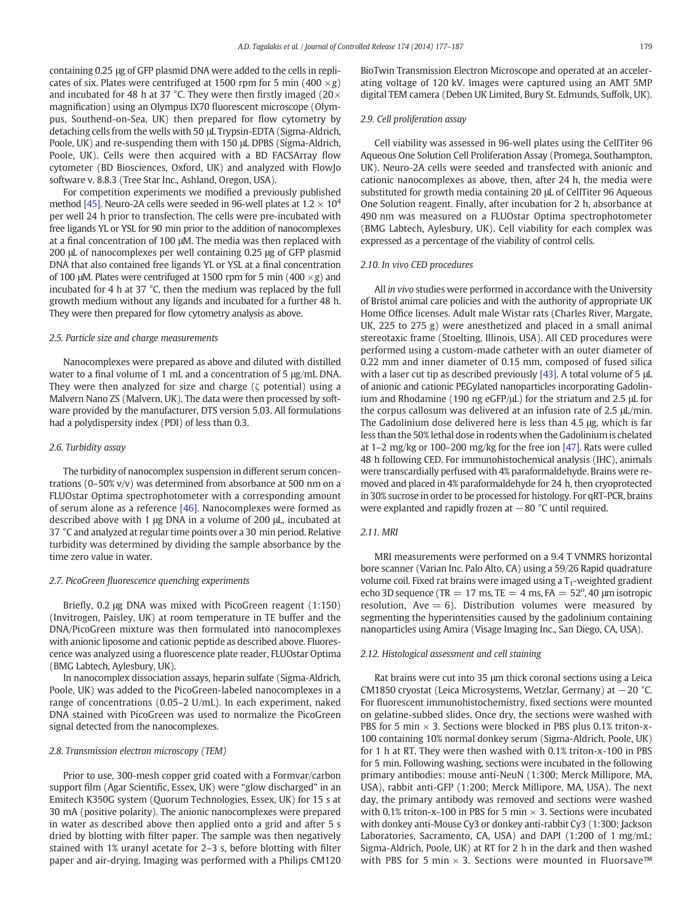containing 0.25 μg of GFP plasmid DNA were added to the cells in replicates of six. Plates were centrifuged at 1500 rpm for 5 min (400 $\times g$) and incubated for 48 h at 37 °C. They were then firstly imaged (20$\times$ magnification) using an Olympus IX70 fluorescent microscope (Olympus, Southend-on-Sea, UK) then prepared for flow cytometry by detaching cells from the wells with 50 μL Trypsin-EDTA (Sigma-Aldrich, Poole, UK) and re-suspending them with 150 μL DPBS (Sigma-Aldrich, Poole, UK). Cells were then acquired with a BD FACSArray flow cytometer (BD Biosciences, Oxford, UK) and analyzed with FlowJo software v. 8.8.3 (Tree Star Inc., Ashland, Oregon, USA).

For competition experiments we modified a previously published method [45]. Neuro-2A cells were seeded in 96-well plates at $1.2 \times 10^4$ per well 24 h prior to transfection. The cells were pre-incubated with free ligands YL or YSL for 90 min prior to the addition of nanocomplexes at a final concentration of 100 μM. The media was then replaced with 200 μL of nanocomplexes per well containing 0.25 μg of GFP plasmid DNA that also contained free ligands YL or YSL at a final concentration of 100 μM. Plates were centrifuged at 1500 rpm for 5 min (400 $\times g$) and incubated for 4 h at 37 °C, then the medium was replaced by the full growth medium without any ligands and incubated for a further 48 h. They were then prepared for flow cytometry analysis as above.

### 2.5. Particle size and charge measurements

Nanocomplexes were prepared as above and diluted with distilled water to a final volume of 1 mL and a concentration of 5 μg/mL DNA. They were then analyzed for size and charge ($\zeta$ potential) using a Malvern Nano ZS (Malvern, UK). The data were then processed by software provided by the manufacturer, DTS version 5.03. All formulations had a polydispersity index (PDI) of less than 0.3.

### 2.6. Turbidity assay

The turbidity of nanocomplex suspension in different serum concentrations (0–50% v/v) was determined from absorbance at 500 nm on a FLUOstar Optima spectrophotometer with a corresponding amount of serum alone as a reference [46]. Nanocomplexes were formed as described above with 1 μg DNA in a volume of 200 μL, incubated at 37 °C and analyzed at regular time points over a 30 min period. Relative turbidity was determined by dividing the sample absorbance by the time zero value in water.

### 2.7. PicoGreen fluorescence quenching experiments

Briefly, 0.2 μg DNA was mixed with PicoGreen reagent (1:150) (Invitrogen, Paisley, UK) at room temperature in TE buffer and the DNA/PicoGreen mixture was then formulated into nanocomplexes with anionic liposome and cationic peptide as described above. Fluorescence was analyzed using a fluorescence plate reader, FLUOstar Optima (BMG Labtech, Aylesbury, UK).

In nanocomplex dissociation assays, heparin sulfate (Sigma-Aldrich, Poole, UK) was added to the PicoGreen-labeled nanocomplexes in a range of concentrations (0.05–2 U/mL). In each experiment, naked DNA stained with PicoGreen was used to normalize the PicoGreen signal detected from the nanocomplexes.

### 2.8. Transmission electron microscopy (TEM)

Prior to use, 300-mesh copper grid coated with a Formvar/carbon support film (Agar Scientific, Essex, UK) were "glow discharged" in an Emitech K350G system (Quorum Technologies, Essex, UK) for 15 s at 30 mA (positive polarity). The anionic nanocomplexes were prepared in water as described above then applied onto a grid and after 5 s dried by blotting with filter paper. The sample was then negatively stained with 1% uranyl acetate for 2–3 s, before blotting with filter paper and air-drying. Imaging was performed with a Philips CM120 BioTwin Transmission Electron Microscope and operated at an accelerating voltage of 120 kV. Images were captured using an AMT 5MP digital TEM camera (Deben UK Limited, Bury St. Edmunds, Suffolk, UK).

### 2.9. Cell proliferation assay

Cell viability was assessed in 96-well plates using the CellTiter 96 Aqueous One Solution Cell Proliferation Assay (Promega, Southampton, UK). Neuro-2A cells were seeded and transfected with anionic and cationic nanocomplexes as above, then, after 24 h, the media were substituted for growth media containing 20 μL of CellTiter 96 Aqueous One Solution reagent. Finally, after incubation for 2 h, absorbance at 490 nm was measured on a FLUOstar Optima spectrophotometer (BMG Labtech, Aylesbury, UK). Cell viability for each complex was expressed as a percentage of the viability of control cells.

### 2.10. In vivo CED procedures

All *in vivo* studies were performed in accordance with the University of Bristol animal care policies and with the authority of appropriate UK Home Office licenses. Adult male Wistar rats (Charles River, Margate, UK, 225 to 275 g) were anesthetized and placed in a small animal stereotaxic frame (Stoelting, Illinois, USA). All CED procedures were performed using a custom-made catheter with an outer diameter of 0.22 mm and inner diameter of 0.15 mm, composed of fused silica with a laser cut tip as described previously [43]. A total volume of 5 μL of anionic and cationic PEGylated nanoparticles incorporating Gadolinium and Rhodamine (190 ng eGFP/μL) for the striatum and 2.5 μL for the corpus callosum was delivered at an infusion rate of 2.5 μL/min. The Gadolinium dose delivered here is less than 4.5 μg, which is far less than the 50% lethal dose in rodents when the Gadolinium is chelated at 1–2 mg/kg or 100–200 mg/kg for the free ion [47]. Rats were culled 48 h following CED. For immunohistochemical analysis (IHC), animals were transcardially perfused with 4% paraformaldehyde. Brains were removed and placed in 4% paraformaldehyde for 24 h, then cryoprotected in 30% sucrose in order to be processed for histology. For qRT-PCR, brains were explanted and rapidly frozen at −80 °C until required.

### 2.11. MRI

MRI measurements were performed on a 9.4 T VNMRS horizontal bore scanner (Varian Inc. Palo Alto, CA) using a 59/26 Rapid quadrature volume coil. Fixed rat brains were imaged using a $T_1$-weighted gradient echo 3D sequence (TR = 17 ms, TE = 4 ms, FA = 52°, 40 μm isotropic resolution, Ave = 6). Distribution volumes were measured by segmenting the hyperintensities caused by the gadolinium containing nanoparticles using Amira (Visage Imaging Inc., San Diego, CA, USA).

### 2.12. Histological assessment and cell staining

Rat brains were cut into 35 μm thick coronal sections using a Leica CM1850 cryostat (Leica Microsystems, Wetzlar, Germany) at −20 °C. For fluorescent immunohistochemistry, fixed sections were mounted on gelatine-subbed slides. Once dry, the sections were washed with PBS for 5 min × 3. Sections were blocked in PBS plus 0.1% triton-x-100 containing 10% normal donkey serum (Sigma-Aldrich, Poole, UK) for 1 h at RT. They were then washed with 0.1% triton-x-100 in PBS for 5 min. Following washing, sections were incubated in the following primary antibodies: mouse anti-NeuN (1:300; Merck Millipore, MA, USA), rabbit anti-GFP (1:200; Merck Millipore, MA, USA). The next day, the primary antibody was removed and sections were washed with 0.1% triton-x-100 in PBS for 5 min × 3. Sections were incubated with donkey anti-Mouse Cy3 or donkey anti-rabbit Cy3 (1:300; Jackson Laboratories, Sacramento, CA, USA) and DAPI (1:200 of 1 mg/mL; Sigma-Aldrich, Poole, UK) at RT for 2 h in the dark and then washed with PBS for 5 min × 3. Sections were mounted in Fluorsave™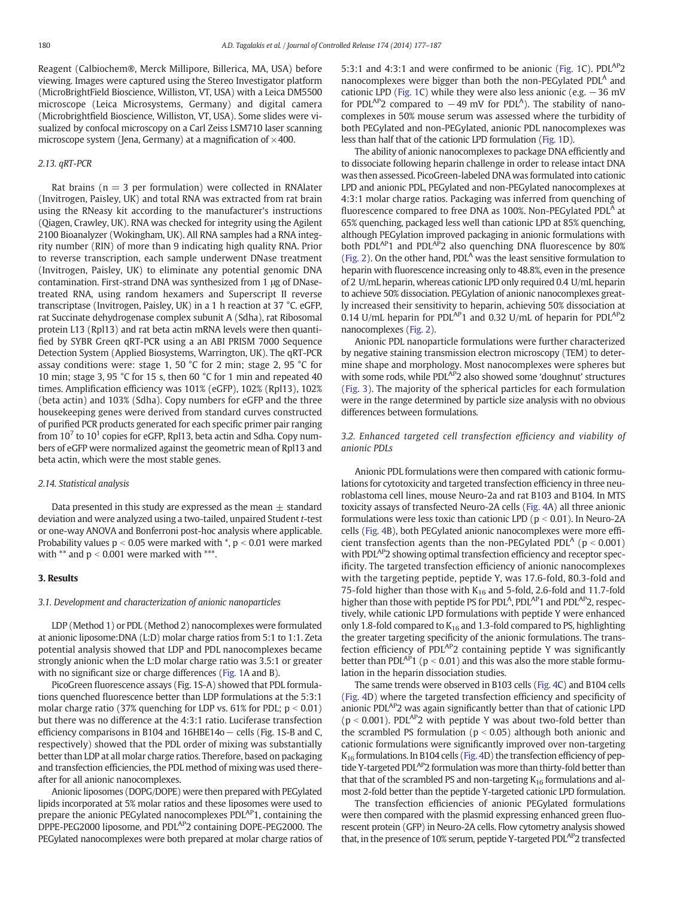Reagent (Calbiochem®, Merck Millipore, Billerica, MA, USA) before viewing. Images were captured using the Stereo Investigator platform (MicroBrightField Bioscience, Williston, VT, USA) with a Leica DM5500 microscope (Leica Microsystems, Germany) and digital camera (Microbrightfield Bioscience, Williston, VT, USA). Some slides were visualized by confocal microscopy on a Carl Zeiss LSM710 laser scanning microscope system (Jena, Germany) at a magnification of ×400.

### 2.13. qRT-PCR

Rat brains (n = 3 per formulation) were collected in RNAlater (Invitrogen, Paisley, UK) and total RNA was extracted from rat brain using the RNeasy kit according to the manufacturer's instructions (Qiagen, Crawley, UK). RNA was checked for integrity using the Agilent 2100 Bioanalyzer (Wokingham, UK). All RNA samples had a RNA integrity number (RIN) of more than 9 indicating high quality RNA. Prior to reverse transcription, each sample underwent DNase treatment (Invitrogen, Paisley, UK) to eliminate any potential genomic DNA contamination. First-strand DNA was synthesized from 1 μg of DNase-treated RNA, using random hexamers and Superscript II reverse transcriptase (Invitrogen, Paisley, UK) in a 1 h reaction at 37 °C. eGFP, rat Succinate dehydrogenase complex subunit A (Sdha), rat Ribosomal protein L13 (Rpl13) and rat beta actin mRNA levels were then quantified by SYBR Green qRT-PCR using a an ABI PRISM 7000 Sequence Detection System (Applied Biosystems, Warrington, UK). The qRT-PCR assay conditions were: stage 1, 50 °C for 2 min; stage 2, 95 °C for 10 min; stage 3, 95 °C for 15 s, then 60 °C for 1 min and repeated 40 times. Amplification efficiency was 101% (eGFP), 102% (Rpl13), 102% (beta actin) and 103% (Sdha). Copy numbers for eGFP and the three housekeeping genes were derived from standard curves constructed of purified PCR products generated for each specific primer pair ranging from $10^7$ to $10^1$ copies for eGFP, Rpl13, beta actin and Sdha. Copy numbers of eGFP were normalized against the geometric mean of Rpl13 and beta actin, which were the most stable genes.

### 2.14. Statistical analysis

Data presented in this study are expressed as the mean ± standard deviation and were analyzed using a two-tailed, unpaired Student *t*-test or one-way ANOVA and Bonferroni post-hoc analysis where applicable. Probability values $p < 0.05$ were marked with *, $p < 0.01$ were marked with ** and $p < 0.001$ were marked with ***.

## 3. Results

### 3.1. Development and characterization of anionic nanoparticles

LDP (Method 1) or PDL (Method 2) nanocomplexes were formulated at anionic liposome:DNA (L:D) molar charge ratios from 5:1 to 1:1. Zeta potential analysis showed that LDP and PDL nanocomplexes became strongly anionic when the L:D molar charge ratio was 3.5:1 or greater with no significant size or charge differences (Fig. 1A and B).

PicoGreen fluorescence assays (Fig. 1S-A) showed that PDL formulations quenched fluorescence better than LDP formulations at the 5:3:1 molar charge ratio (37% quenching for LDP vs. 61% for PDL; $p < 0.01$) but there was no difference at the 4:3:1 ratio. Luciferase transfection efficiency comparisons in B104 and 16HBE14o− cells (Fig. 1S-B and C, respectively) showed that the PDL order of mixing was substantially better than LDP at all molar charge ratios. Therefore, based on packaging and transfection efficiencies, the PDL method of mixing was used thereafter for all anionic nanocomplexes.

Anionic liposomes (DOPG/DOPE) were then prepared with PEGylated lipids incorporated at 5% molar ratios and these liposomes were used to prepare the anionic PEGylated nanocomplexes $PDL^{AP}1$, containing the DPPE-PEG2000 liposome, and $PDL^{AP}2$ containing DOPE-PEG2000. The PEGylated nanocomplexes were both prepared at molar charge ratios of 5:3:1 and 4:3:1 and were confirmed to be anionic (Fig. 1C). $PDL^{AP}2$ nanocomplexes were bigger than both the non-PEGylated $PDL^{A}$ and cationic LPD (Fig. 1C) while they were also less anionic (e.g. −36 mV for $PDL^{AP}2$ compared to −49 mV for $PDL^{A}$). The stability of nanocomplexes in 50% mouse serum was assessed where the turbidity of both PEGylated and non-PEGylated, anionic PDL nanocomplexes was less than half that of the cationic LPD formulation (Fig. 1D).

The ability of anionic nanocomplexes to package DNA efficiently and to dissociate following heparin challenge in order to release intact DNA was then assessed. PicoGreen-labeled DNA was formulated into cationic LPD and anionic PDL, PEGylated and non-PEGylated nanocomplexes at 4:3:1 molar charge ratios. Packaging was inferred from quenching of fluorescence compared to free DNA as 100%. Non-PEGylated $PDL^{A}$ at 65% quenching, packaged less well than cationic LPD at 85% quenching, although PEGylation improved packaging in anionic formulations with both $PDL^{AP}1$ and $PDL^{AP}2$ also quenching DNA fluorescence by 80% (Fig. 2). On the other hand, $PDL^{A}$ was the least sensitive formulation to heparin with fluorescence increasing only to 48.8%, even in the presence of 2 U/mL heparin, whereas cationic LPD only required 0.4 U/mL heparin to achieve 50% dissociation. PEGylation of anionic nanocomplexes greatly increased their sensitivity to heparin, achieving 50% dissociation at 0.14 U/mL heparin for $PDL^{AP}1$ and 0.32 U/mL of heparin for $PDL^{AP}2$ nanocomplexes (Fig. 2).

Anionic PDL nanoparticle formulations were further characterized by negative staining transmission electron microscopy (TEM) to determine shape and morphology. Most nanocomplexes were spheres but with some rods, while $PDL^{AP}2$ also showed some 'doughnut' structures (Fig. 3). The majority of the spherical particles for each formulation were in the range determined by particle size analysis with no obvious differences between formulations.

### 3.2. Enhanced targeted cell transfection efficiency and viability of anionic PDLs

Anionic PDL formulations were then compared with cationic formulations for cytotoxicity and targeted transfection efficiency in three neuroblastoma cell lines, mouse Neuro-2a and rat B103 and B104. In MTS toxicity assays of transfected Neuro-2A cells (Fig. 4A) all three anionic formulations were less toxic than cationic LPD ($p < 0.01$). In Neuro-2A cells (Fig. 4B), both PEGylated anionic nanocomplexes were more efficient transfection agents than the non-PEGylated $PDL^{A}$ ($p < 0.001$) with $PDL^{AP}2$ showing optimal transfection efficiency and receptor specificity. The targeted transfection efficiency of anionic nanocomplexes with the targeting peptide, peptide Y, was 17.6-fold, 80.3-fold and 75-fold higher than those with $K_{16}$ and 5-fold, 2.6-fold and 11.7-fold higher than those with peptide PS for $PDL^{A}$, $PDL^{AP}1$ and $PDL^{AP}2$, respectively, while cationic LPD formulations with peptide Y were enhanced only 1.8-fold compared to $K_{16}$ and 1.3-fold compared to PS, highlighting the greater targeting specificity of the anionic formulations. The transfection efficiency of $PDL^{AP}2$ containing peptide Y was significantly better than $PDL^{AP}1$ ($p < 0.01$) and this was also the more stable formulation in the heparin dissociation studies.

The same trends were observed in B103 cells (Fig. 4C) and B104 cells (Fig. 4D) where the targeted transfection efficiency and specificity of anionic $PDL^{AP}2$ was again significantly better than that of cationic LPD ($p < 0.001$). $PDL^{AP}2$ with peptide Y was about two-fold better than the scrambled PS formulation ($p < 0.05$) although both anionic and cationic formulations were significantly improved over non-targeting $K_{16}$ formulations. In B104 cells (Fig. 4D) the transfection efficiency of peptide Y-targeted $PDL^{AP}2$ formulation was more than thirty-fold better than that of the scrambled PS and non-targeting $K_{16}$ formulations and almost 2-fold better than the peptide Y-targeted cationic LPD formulation.

The transfection efficiencies of anionic PEGylated formulations were then compared with the plasmid expressing enhanced green fluorescent protein (GFP) in Neuro-2A cells. Flow cytometry analysis showed that, in the presence of 10% serum, peptide Y-targeted $PDL^{AP}2$ transfected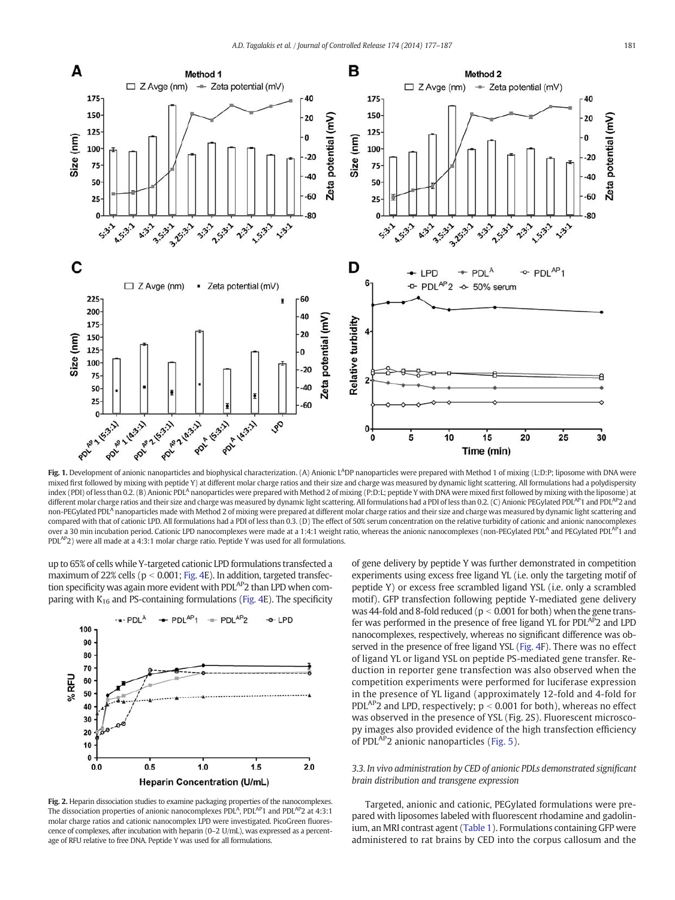**Fig. 1.** Development of anionic nanoparticles and biophysical characterization. (A) Anionic L[A]DP nanoparticles were prepared with Method 1 of mixing (L:D:P; liposome with DNA were mixed first followed by mixing with peptide Y) at different molar charge ratios and their size and charge was measured by dynamic light scattering. All formulations had a polydispersity index (PDI) of less than 0.2. (B) Anionic PDL[A] nanoparticles were prepared with Method 2 of mixing (P:D:L; peptide Y with DNA were mixed first followed by mixing with the liposome) at different molar charge ratios and their size and charge was measured by dynamic light scattering. All formulations had a PDI of less than 0.2. (C) Anionic PEGylated PDL[AP]1 and PDL[AP]2 and non-PEGylated PDL[A] nanoparticles made with Method 2 of mixing were prepared at different molar charge ratios and their size and charge was measured by dynamic light scattering and compared with that of cationic LPD. All formulations had a PDI of less than 0.3. (D) The effect of 50% serum concentration on the relative turbidity of cationic and anionic nanocomplexes over a 30 min incubation period. Cationic LPD nanocomplexes were made at a 1:4:1 weight ratio, whereas the anionic nanocomplexes (non-PEGylated PDL[A] and PEGylated PDL[AP]1 and PDL[AP]2) were all made at a 4:3:1 molar charge ratio. Peptide Y was used for all formulations.

up to 65% of cells while Y-targeted cationic LPD formulations transfected a maximum of 22% cells ($p < 0.001$; Fig. 4E). In addition, targeted transfection specificity was again more evident with PDL[AP]2 than LPD when comparing with $K_{16}$ and PS-containing formulations (Fig. 4E). The specificity of gene delivery by peptide Y was further demonstrated in competition experiments using excess free ligand YL (i.e. only the targeting motif of peptide Y) or excess free scrambled ligand YSL (i.e. only a scrambled motif). GFP transfection following peptide Y-mediated gene delivery was 44-fold and 8-fold reduced ($p < 0.001$ for both) when the gene transfer was performed in the presence of free ligand YL for PDL[AP]2 and LPD nanocomplexes, respectively, whereas no significant difference was observed in the presence of free ligand YSL (Fig. 4F). There was no effect of ligand YL or ligand YSL on peptide PS-mediated gene transfer. Reduction in reporter gene transfection was also observed when the competition experiments were performed for luciferase expression in the presence of YL ligand (approximately 12-fold and 4-fold for PDL[AP]2 and LPD, respectively; $p < 0.001$ for both), whereas no effect was observed in the presence of YSL (Fig. 2S). Fluorescent microscopy images also provided evidence of the high transfection efficiency of PDL[AP]2 anionic nanoparticles (Fig. 5).

**Fig. 2.** Heparin dissociation studies to examine packaging properties of the nanocomplexes. The dissociation properties of anionic nanocomplexes PDL[A], PDL[AP]1 and PDL[AP]2 at 4:3:1 molar charge ratios and cationic nanocomplex LPD were investigated. PicoGreen fluorescence of complexes, after incubation with heparin (0–2 U/mL), was expressed as a percentage of RFU relative to free DNA. Peptide Y was used for all formulations.

### 3.3. In vivo administration by CED of anionic PDLs demonstrated significant brain distribution and transgene expression

Targeted, anionic and cationic, PEGylated formulations were prepared with liposomes labeled with fluorescent rhodamine and gadolinium, an MRI contrast agent (Table 1). Formulations containing GFP were administered to rat brains by CED into the corpus callosum and the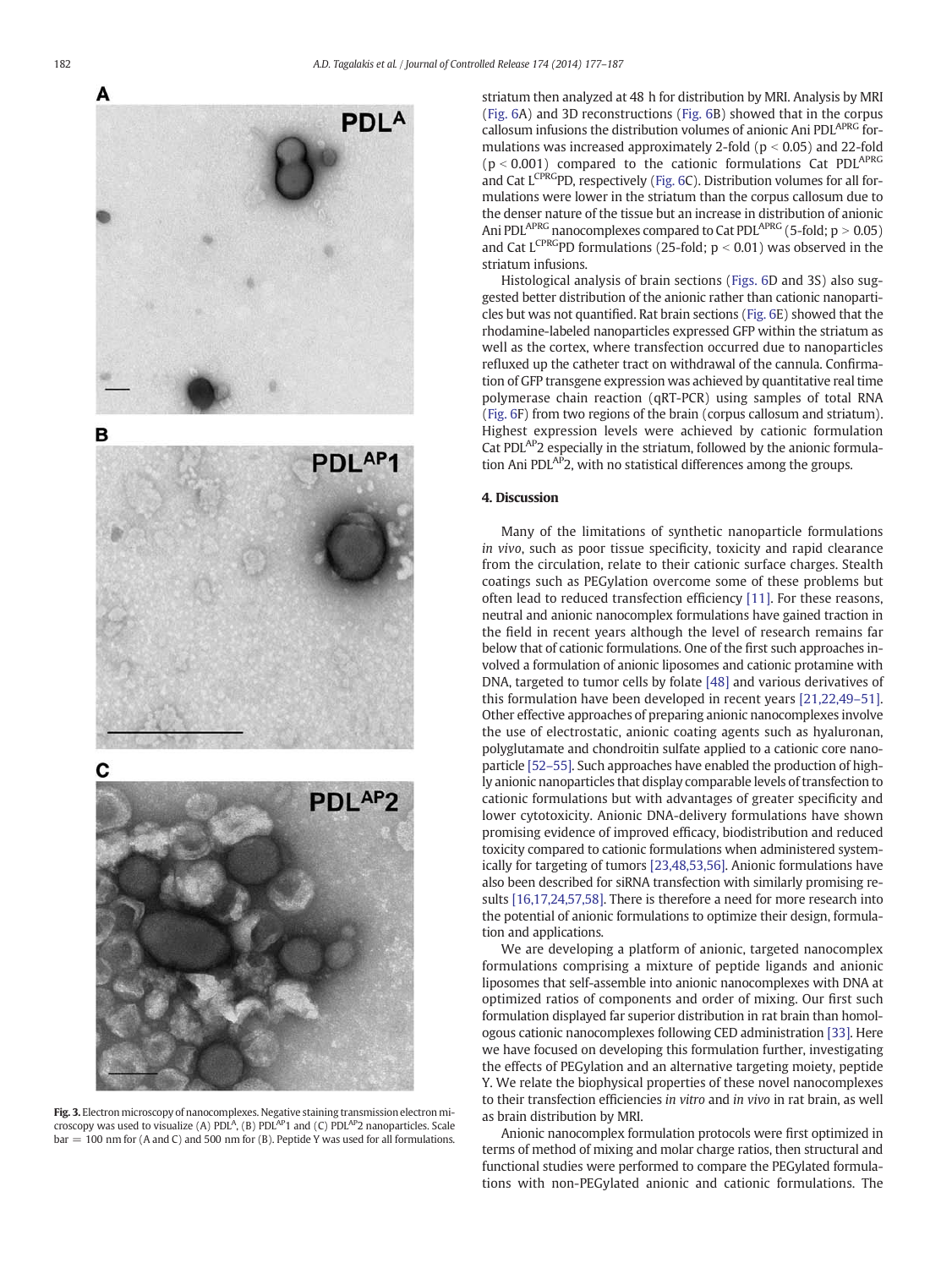Fig. 3. Electron microscopy of nanocomplexes. Negative staining transmission electron microscopy was used to visualize (A) $PDL^A$, (B) $PDL^{AP}1$ and (C) $PDL^{AP}2$ nanoparticles. Scale bar = 100 nm for (A and C) and 500 nm for (B). Peptide Y was used for all formulations.

striatum then analyzed at 48 h for distribution by MRI. Analysis by MRI (Fig. 6A) and 3D reconstructions (Fig. 6B) showed that in the corpus callosum infusions the distribution volumes of anionic Ani $PDL^{APRG}$ formulations was increased approximately 2-fold ($p < 0.05$) and 22-fold ($p < 0.001$) compared to the cationic formulations Cat $PDL^{APRG}$ and Cat $L^{CPRG}PD$, respectively (Fig. 6C). Distribution volumes for all formulations were lower in the striatum than the corpus callosum due to the denser nature of the tissue but an increase in distribution of anionic Ani $PDL^{APRG}$ nanocomplexes compared to Cat $PDL^{APRG}$ (5-fold; $p > 0.05$) and Cat $L^{CPRG}PD$ formulations (25-fold; $p < 0.01$) was observed in the striatum infusions.

Histological analysis of brain sections (Figs. 6D and 3S) also suggested better distribution of the anionic rather than cationic nanoparticles but was not quantified. Rat brain sections (Fig. 6E) showed that the rhodamine-labeled nanoparticles expressed GFP within the striatum as well as the cortex, where transfection occurred due to nanoparticles refluxed up the catheter tract on withdrawal of the cannula. Confirmation of GFP transgene expression was achieved by quantitative real time polymerase chain reaction (qRT-PCR) using samples of total RNA (Fig. 6F) from two regions of the brain (corpus callosum and striatum). Highest expression levels were achieved by cationic formulation Cat $PDL^{AP}2$ especially in the striatum, followed by the anionic formulation Ani $PDL^{AP}2$, with no statistical differences among the groups.

## 4. Discussion

Many of the limitations of synthetic nanoparticle formulations *in vivo*, such as poor tissue specificity, toxicity and rapid clearance from the circulation, relate to their cationic surface charges. Stealth coatings such as PEGylation overcome some of these problems but often lead to reduced transfection efficiency [11]. For these reasons, neutral and anionic nanocomplex formulations have gained traction in the field in recent years although the level of research remains far below that of cationic formulations. One of the first such approaches involved a formulation of anionic liposomes and cationic protamine with DNA, targeted to tumor cells by folate [48] and various derivatives of this formulation have been developed in recent years [21,22,49–51]. Other effective approaches of preparing anionic nanocomplexes involve the use of electrostatic, anionic coating agents such as hyaluronan, polyglutamate and chondroitin sulfate applied to a cationic core nanoparticle [52–55]. Such approaches have enabled the production of highly anionic nanoparticles that display comparable levels of transfection to cationic formulations but with advantages of greater specificity and lower cytotoxicity. Anionic DNA-delivery formulations have shown promising evidence of improved efficacy, biodistribution and reduced toxicity compared to cationic formulations when administered systemically for targeting of tumors [23,48,53,56]. Anionic formulations have also been described for siRNA transfection with similarly promising results [16,17,24,57,58]. There is therefore a need for more research into the potential of anionic formulations to optimize their design, formulation and applications.

We are developing a platform of anionic, targeted nanocomplex formulations comprising a mixture of peptide ligands and anionic liposomes that self-assemble into anionic nanocomplexes with DNA at optimized ratios of components and order of mixing. Our first such formulation displayed far superior distribution in rat brain than homologous cationic nanocomplexes following CED administration [33]. Here we have focused on developing this formulation further, investigating the effects of PEGylation and an alternative targeting moiety, peptide Y. We relate the biophysical properties of these novel nanocomplexes to their transfection efficiencies *in vitro* and *in vivo* in rat brain, as well as brain distribution by MRI.

Anionic nanocomplex formulation protocols were first optimized in terms of method of mixing and molar charge ratios, then structural and functional studies were performed to compare the PEGylated formulations with non-PEGylated anionic and cationic formulations. The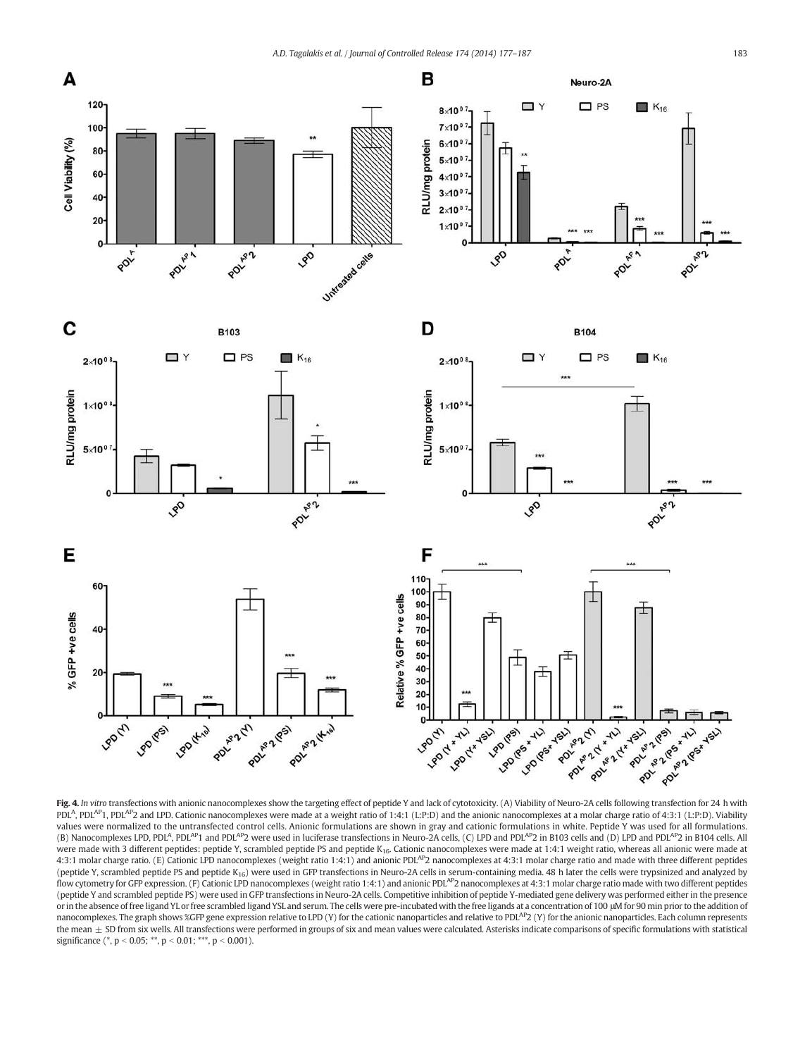**Fig. 4.** *In vitro* transfections with anionic nanocomplexes show the targeting effect of peptide Y and lack of cytotoxicity. (A) Viability of Neuro-2A cells following transfection for 24 h with $PDL^{A}$, $PDL^{AP}1$, $PDL^{AP}2$ and LPD. Cationic nanocomplexes were made at a weight ratio of 1:4:1 (L:P:D) and the anionic nanocomplexes at a molar charge ratio of 4:3:1 (L:P:D). Viability values were normalized to the untransfected control cells. Anionic formulations are shown in gray and cationic formulations in white. Peptide Y was used for all formulations. (B) Nanocomplexes LPD, $PDL^{A}$, $PDL^{AP}1$ and $PDL^{AP}2$ were used in luciferase transfections in Neuro-2A cells, (C) LPD and $PDL^{AP}2$ in B103 cells and (D) LPD and $PDL^{AP}2$ in B104 cells. All were made with 3 different peptides: peptide Y, scrambled peptide PS and peptide $K_{16}$. Cationic nanocomplexes were made at 1:4:1 weight ratio, whereas all anionic were made at 4:3:1 molar charge ratio. (E) Cationic LPD nanocomplexes (weight ratio 1:4:1) and anionic $PDL^{AP}2$ nanocomplexes at 4:3:1 molar charge ratio and made with three different peptides (peptide Y, scrambled peptide PS and peptide $K_{16}$) were used in GFP transfections in Neuro-2A cells in serum-containing media. 48 h later the cells were trypsinized and analyzed by flow cytometry for GFP expression. (F) Cationic LPD nanocomplexes (weight ratio 1:4:1) and anionic $PDL^{AP}2$ nanocomplexes at 4:3:1 molar charge ratio made with two different peptides (peptide Y and scrambled peptide PS) were used in GFP transfections in Neuro-2A cells. Competitive inhibition of peptide Y-mediated gene delivery was performed either in the presence or in the absence of free ligand YL or free scrambled ligand YSL and serum. The cells were pre-incubated with the free ligands at a concentration of 100 μM for 90 min prior to the addition of nanocomplexes. The graph shows %GFP gene expression relative to LPD (Y) for the cationic nanoparticles and relative to $PDL^{AP}2$ (Y) for the anionic nanoparticles. Each column represents the mean ± SD from six wells. All transfections were performed in groups of six and mean values were calculated. Asterisks indicate comparisons of specific formulations with statistical significance (*, $p < 0.05$; **, $p < 0.01$; ***, $p < 0.001$).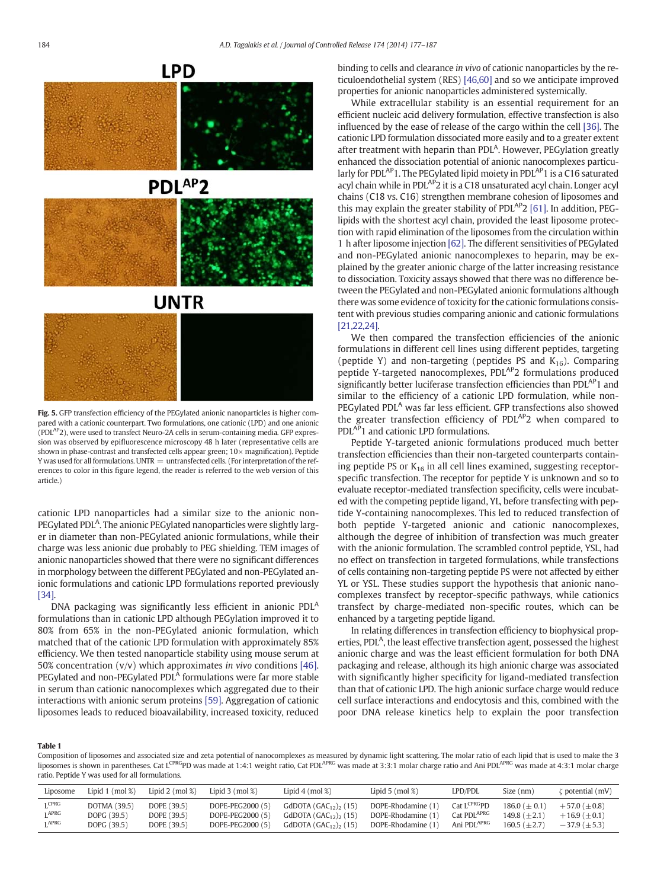LPD

$PDL^{AP}2$

UNTR

**Fig. 5.** GFP transfection efficiency of the PEGylated anionic nanoparticles is higher compared with a cationic counterpart. Two formulations, one cationic (LPD) and one anionic ($PDL^{AP}2$), were used to transfect Neuro-2A cells in serum-containing media. GFP expression was observed by epifluorescence microscopy 48 h later (representative cells are shown in phase-contrast and transfected cells appear green; 10× magnification). Peptide Y was used for all formulations. UNTR = untransfected cells. (For interpretation of the references to color in this figure legend, the reader is referred to the web version of this article.)

cationic LPD nanoparticles had a similar size to the anionic non-PEGylated $PDL^A$. The anionic PEGylated nanoparticles were slightly larger in diameter than non-PEGylated anionic formulations, while their charge was less anionic due probably to PEG shielding. TEM images of anionic nanoparticles showed that there were no significant differences in morphology between the different PEGylated and non-PEGylated anionic formulations and cationic LPD formulations reported previously [34].

DNA packaging was significantly less efficient in anionic $PDL^A$ formulations than in cationic LPD although PEGylation improved it to 80% from 65% in the non-PEGylated anionic formulation, which matched that of the cationic LPD formulation with approximately 85% efficiency. We then tested nanoparticle stability using mouse serum at 50% concentration (v/v) which approximates *in vivo* conditions [46]. PEGylated and non-PEGylated $PDL^A$ formulations were far more stable in serum than cationic nanocomplexes which aggregated due to their interactions with anionic serum proteins [59]. Aggregation of cationic liposomes leads to reduced bioavailability, increased toxicity, reduced binding to cells and clearance *in vivo* of cationic nanoparticles by the reticuloendothelial system (RES) [46,60] and so we anticipate improved properties for anionic nanoparticles administered systemically.

While extracellular stability is an essential requirement for an efficient nucleic acid delivery formulation, effective transfection is also influenced by the ease of release of the cargo within the cell [36]. The cationic LPD formulation dissociated more easily and to a greater extent after treatment with heparin than $PDL^A$. However, PEGylation greatly enhanced the dissociation potential of anionic nanocomplexes particularly for $PDL^{AP}1$. The PEGylated lipid moiety in $PDL^{AP}1$ is a C16 saturated acyl chain while in $PDL^{AP}2$ it is a C18 unsaturated acyl chain. Longer acyl chains (C18 vs. C16) strengthen membrane cohesion of liposomes and this may explain the greater stability of $PDL^{AP}2$ [61]. In addition, PEG-lipids with the shortest acyl chain, provided the least liposome protection with rapid elimination of the liposomes from the circulation within 1 h after liposome injection [62]. The different sensitivities of PEGylated and non-PEGylated anionic nanocomplexes to heparin, may be explained by the greater anionic charge of the latter increasing resistance to dissociation. Toxicity assays showed that there was no difference between the PEGylated and non-PEGylated anionic formulations although there was some evidence of toxicity for the cationic formulations consistent with previous studies comparing anionic and cationic formulations [21,22,24].

We then compared the transfection efficiencies of the anionic formulations in different cell lines using different peptides, targeting (peptide Y) and non-targeting (peptides PS and $K_{16}$). Comparing peptide Y-targeted nanocomplexes, $PDL^{AP}2$ formulations produced significantly better luciferase transfection efficiencies than $PDL^{AP}1$ and similar to the efficiency of a cationic LPD formulation, while non-PEGylated $PDL^A$ was far less efficient. GFP transfections also showed the greater transfection efficiency of $PDL^{AP}2$ when compared to $PDL^{AP}1$ and cationic LPD formulations.

Peptide Y-targeted anionic formulations produced much better transfection efficiencies than their non-targeted counterparts containing peptide PS or $K_{16}$ in all cell lines examined, suggesting receptor-specific transfection. The receptor for peptide Y is unknown and so to evaluate receptor-mediated transfection specificity, cells were incubated with the competing peptide ligand, YL, before transfecting with peptide Y-containing nanocomplexes. This led to reduced transfection of both peptide Y-targeted anionic and cationic nanocomplexes, although the degree of inhibition of transfection was much greater with the anionic formulation. The scrambled control peptide, YSL, had no effect on transfection in targeted formulations, while transfections of cells containing non-targeting peptide PS were not affected by either YL or YSL. These studies support the hypothesis that anionic nanocomplexes transfect by receptor-specific pathways, while cationics transfect by charge-mediated non-specific routes, which can be enhanced by a targeting peptide ligand.

In relating differences in transfection efficiency to biophysical properties, $PDL^A$, the least effective transfection agent, possessed the highest anionic charge and was the least efficient formulation for both DNA packaging and release, although its high anionic charge was associated with significantly higher specificity for ligand-mediated transfection than that of cationic LPD. The high anionic surface charge would reduce cell surface interactions and endocytosis and this, combined with the poor DNA release kinetics help to explain the poor transfection

**Table 1**
Composition of liposomes and associated size and zeta potential of nanocomplexes as measured by dynamic light scattering. The molar ratio of each lipid that is used to make the 3 liposomes is shown in parentheses. Cat $L^{CPRG}PD$ was made at 1:4:1 weight ratio, Cat $PDL^{APRG}$ was made at 3:3:1 molar charge ratio and Ani $PDL^{APRG}$ was made at 4:3:1 molar charge ratio. Peptide Y was used for all formulations.

| Liposome | Lipid 1 (mol %) | Lipid 2 (mol %) | Lipid 3 (mol %) | Lipid 4 (mol %) | Lipid 5 (mol %) | LPD/PDL | Size (nm) | ζ potential (mV) |
|---|---|---|---|---|---|---|---|---|
| $L^{CPRG}$ | DOTMA (39.5) | DOPE (39.5) | DOPE-PEG2000 (5) | GdDOTA $(GAC_{12})_2$ (15) | DOPE-Rhodamine (1) | Cat $L^{CPRG}PD$ | 186.0 (± 0.1) | +57.0 (±0.8) |
| $L^{APRG}$ | DOPG (39.5) | DOPE (39.5) | DOPE-PEG2000 (5) | GdDOTA $(GAC_{12})_2$ (15) | DOPE-Rhodamine (1) | Cat $PDL^{APRG}$ | 149.8 (±2.1) | +16.9 (±0.1) |
| $L^{APRG}$ | DOPG (39.5) | DOPE (39.5) | DOPE-PEG2000 (5) | GdDOTA $(GAC_{12})_2$ (15) | DOPE-Rhodamine (1) | Ani $PDL^{APRG}$ | 160.5 (±2.7) | −37.9 (±5.3) |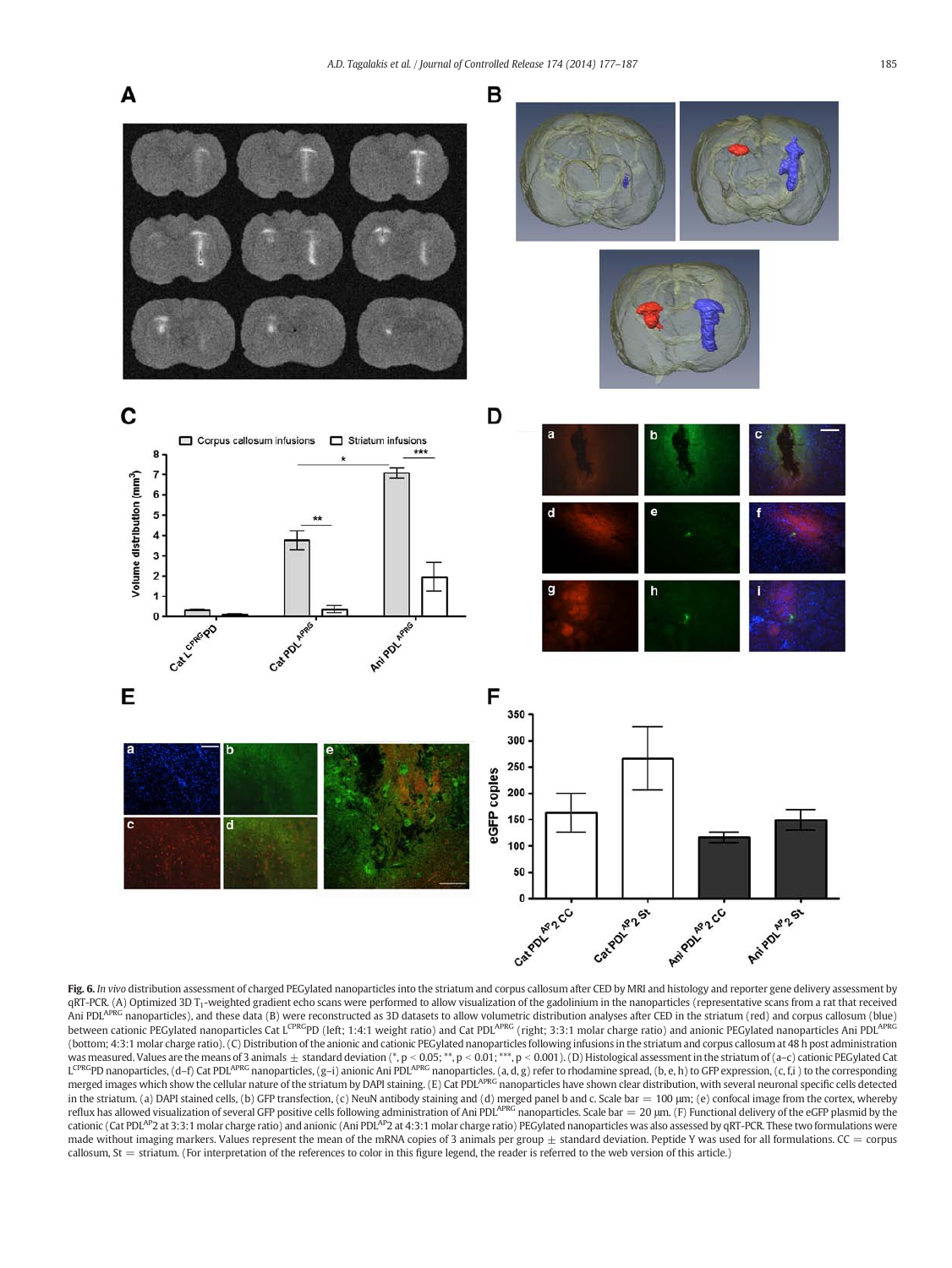**Fig. 6.** *In vivo* distribution assessment of charged PEGylated nanoparticles into the striatum and corpus callosum after CED by MRI and histology and reporter gene delivery assessment by qRT-PCR. (A) Optimized 3D $T_1$-weighted gradient echo scans were performed to allow visualization of the gadolinium in the nanoparticles (representative scans from a rat that received Ani PDL$^{APRG}$ nanoparticles), and these data (B) were reconstructed as 3D datasets to allow volumetric distribution analyses after CED in the striatum (red) and corpus callosum (blue) between cationic PEGylated nanoparticles Cat L$^{CPRG}$PD (left; 1:4:1 weight ratio) and Cat PDL$^{APRG}$ (right; 3:3:1 molar charge ratio) and anionic PEGylated nanoparticles Ani PDL$^{APRG}$ (bottom; 4:3:1 molar charge ratio). (C) Distribution of the anionic and cationic PEGylated nanoparticles following infusions in the striatum and corpus callosum at 48 h post administration was measured. Values are the means of 3 animals ± standard deviation (*, $p < 0.05$; **, $p < 0.01$; ***, $p < 0.001$). (D) Histological assessment in the striatum of (a–c) cationic PEGylated Cat L$^{CPRG}$PD nanoparticles, (d–f) Cat PDL$^{APRG}$ nanoparticles, (g–i) anionic Ani PDL$^{APRG}$ nanoparticles. (a, d, g) refer to rhodamine spread, (b, e, h) to GFP expression, (c, f,i ) to the corresponding merged images which show the cellular nature of the striatum by DAPI staining. (E) Cat PDL$^{APRG}$ nanoparticles have shown clear distribution, with several neuronal specific cells detected in the striatum. (a) DAPI stained cells, (b) GFP transfection, (c) NeuN antibody staining and (d) merged panel b and c. Scale bar = 100 μm; (e) confocal image from the cortex, whereby reflux has allowed visualization of several GFP positive cells following administration of Ani PDL$^{APRG}$ nanoparticles. Scale bar = 20 μm. (F) Functional delivery of the eGFP plasmid by the cationic (Cat PDL$^{AP}$2 at 3:3:1 molar charge ratio) and anionic (Ani PDL$^{AP}$2 at 4:3:1 molar charge ratio) PEGylated nanoparticles was also assessed by qRT-PCR. These two formulations were made without imaging markers. Values represent the mean of the mRNA copies of 3 animals per group ± standard deviation. Peptide Y was used for all formulations. CC = corpus callosum, St = striatum. (For interpretation of the references to color in this figure legend, the reader is referred to the web version of this article.)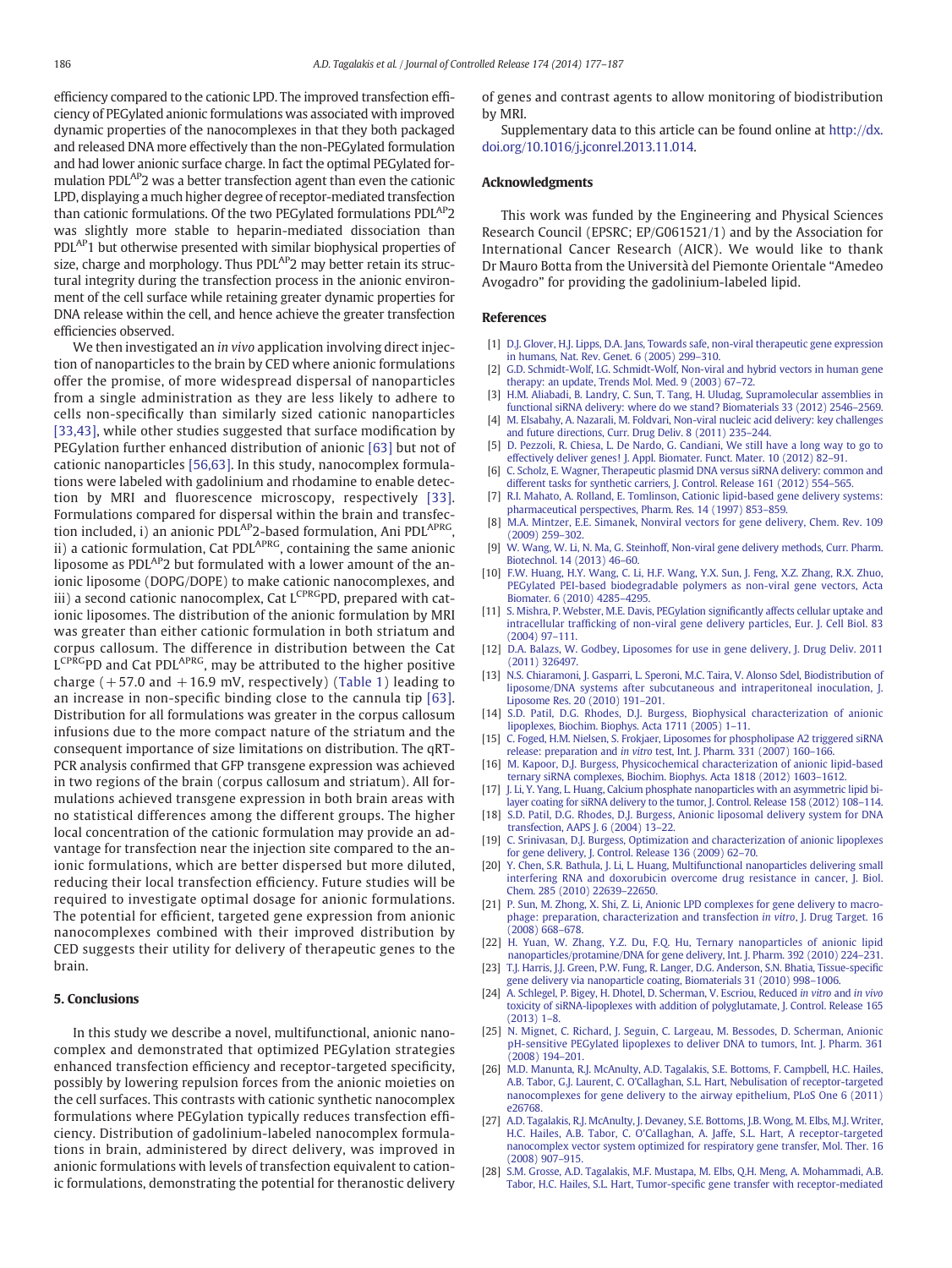efficiency compared to the cationic LPD. The improved transfection efficiency of PEGylated anionic formulations was associated with improved dynamic properties of the nanocomplexes in that they both packaged and released DNA more effectively than the non-PEGylated formulation and had lower anionic surface charge. In fact the optimal PEGylated formulation $PDL^{AP}2$ was a better transfection agent than even the cationic LPD, displaying a much higher degree of receptor-mediated transfection than cationic formulations. Of the two PEGylated formulations $PDL^{AP}2$ was slightly more stable to heparin-mediated dissociation than $PDL^{AP}1$ but otherwise presented with similar biophysical properties of size, charge and morphology. Thus $PDL^{AP}2$ may better retain its structural integrity during the transfection process in the anionic environment of the cell surface while retaining greater dynamic properties for DNA release within the cell, and hence achieve the greater transfection efficiencies observed.

We then investigated an *in vivo* application involving direct injection of nanoparticles to the brain by CED where anionic formulations offer the promise, of more widespread dispersal of nanoparticles from a single administration as they are less likely to adhere to cells non-specifically than similarly sized cationic nanoparticles [33,43], while other studies suggested that surface modification by PEGylation further enhanced distribution of anionic [63] but not of cationic nanoparticles [56,63]. In this study, nanocomplex formulations were labeled with gadolinium and rhodamine to enable detection by MRI and fluorescence microscopy, respectively [33]. Formulations compared for dispersal within the brain and transfection included, i) an anionic $PDL^{AP}2$-based formulation, Ani $PDL^{APRG}$, ii) a cationic formulation, Cat $PDL^{APRG}$, containing the same anionic liposome as $PDL^{AP}2$ but formulated with a lower amount of the anionic liposome (DOPG/DOPE) to make cationic nanocomplexes, and iii) a second cationic nanocomplex, Cat $L^{CPRG}PD$, prepared with cationic liposomes. The distribution of the anionic formulation by MRI was greater than either cationic formulation in both striatum and corpus callosum. The difference in distribution between the Cat $L^{CPRG}PD$ and Cat $PDL^{APRG}$, may be attributed to the higher positive charge (+57.0 and +16.9 mV, respectively) (Table 1) leading to an increase in non-specific binding close to the cannula tip [63]. Distribution for all formulations was greater in the corpus callosum infusions due to the more compact nature of the striatum and the consequent importance of size limitations on distribution. The qRT-PCR analysis confirmed that GFP transgene expression was achieved in two regions of the brain (corpus callosum and striatum). All formulations achieved transgene expression in both brain areas with no statistical differences among the different groups. The higher local concentration of the cationic formulation may provide an advantage for transfection near the injection site compared to the anionic formulations, which are better dispersed but more diluted, reducing their local transfection efficiency. Future studies will be required to investigate optimal dosage for anionic formulations. The potential for efficient, targeted gene expression from anionic nanocomplexes combined with their improved distribution by CED suggests their utility for delivery of therapeutic genes to the brain.

## 5. Conclusions

In this study we describe a novel, multifunctional, anionic nanocomplex and demonstrated that optimized PEGylation strategies enhanced transfection efficiency and receptor-targeted specificity, possibly by lowering repulsion forces from the anionic moieties on the cell surfaces. This contrasts with cationic synthetic nanocomplex formulations where PEGylation typically reduces transfection efficiency. Distribution of gadolinium-labeled nanocomplex formulations in brain, administered by direct delivery, was improved in anionic formulations with levels of transfection equivalent to cationic formulations, demonstrating the potential for theranostic delivery of genes and contrast agents to allow monitoring of biodistribution by MRI.

Supplementary data to this article can be found online at http://dx.doi.org/10.1016/j.jconrel.2013.11.014.

## Acknowledgments

This work was funded by the Engineering and Physical Sciences Research Council (EPSRC; EP/G061521/1) and by the Association for International Cancer Research (AICR). We would like to thank Dr Mauro Botta from the Università del Piemonte Orientale "Amedeo Avogadro" for providing the gadolinium-labeled lipid.

## References

[1] D.J. Glover, H.J. Lipps, D.A. Jans, Towards safe, non-viral therapeutic gene expression in humans, Nat. Rev. Genet. 6 (2005) 299–310.

[2] G.D. Schmidt-Wolf, I.G. Schmidt-Wolf, Non-viral and hybrid vectors in human gene therapy: an update, Trends Mol. Med. 9 (2003) 67–72.

[3] H.M. Aliabadi, B. Landry, C. Sun, T. Tang, H. Uludag, Supramolecular assemblies in functional siRNA delivery: where do we stand? Biomaterials 33 (2012) 2546–2569.

[4] M. Elsabahy, A. Nazarali, M. Foldvari, Non-viral nucleic acid delivery: key challenges and future directions, Curr. Drug Deliv. 8 (2011) 235–244.

[5] D. Pezzoli, R. Chiesa, L. De Nardo, G. Candiani, We still have a long way to go to effectively deliver genes! J. Appl. Biomater. Funct. Mater. 10 (2012) 82–91.

[6] C. Scholz, E. Wagner, Therapeutic plasmid DNA versus siRNA delivery: common and different tasks for synthetic carriers, J. Control. Release 161 (2012) 554–565.

[7] R.I. Mahato, A. Rolland, E. Tomlinson, Cationic lipid-based gene delivery systems: pharmaceutical perspectives, Pharm. Res. 14 (1997) 853–859.

[8] M.A. Mintzer, E.E. Simanek, Nonviral vectors for gene delivery, Chem. Rev. 109 (2009) 259–302.

[9] W. Wang, W. Li, N. Ma, G. Steinhoff, Non-viral gene delivery methods, Curr. Pharm. Biotechnol. 14 (2013) 46–60.

[10] F.W. Huang, H.Y. Wang, C. Li, H.F. Wang, Y.X. Sun, J. Feng, X.Z. Zhang, R.X. Zhuo, PEGylated PEI-based biodegradable polymers as non-viral gene vectors, Acta Biomater. 6 (2010) 4285–4295.

[11] S. Mishra, P. Webster, M.E. Davis, PEGylation significantly affects cellular uptake and intracellular trafficking of non-viral gene delivery particles, Eur. J. Cell Biol. 83 (2004) 97–111.

[12] D.A. Balazs, W. Godbey, Liposomes for use in gene delivery, J. Drug Deliv. 2011 (2011) 326497.

[13] N.S. Chiaramoni, J. Gasparri, L. Speroni, M.C. Taira, V. Alonso Sdel, Biodistribution of liposome/DNA systems after subcutaneous and intraperitoneal inoculation, J. Liposome Res. 20 (2010) 191–201.

[14] S.D. Patil, D.G. Rhodes, D.J. Burgess, Biophysical characterization of anionic lipoplexes, Biochim. Biophys. Acta 1711 (2005) 1–11.

[15] C. Foged, H.M. Nielsen, S. Frokjaer, Liposomes for phospholipase A2 triggered siRNA release: preparation and *in vitro* test, Int. J. Pharm. 331 (2007) 160–166.

[16] M. Kapoor, D.J. Burgess, Physicochemical characterization of anionic lipid-based ternary siRNA complexes, Biochim. Biophys. Acta 1818 (2012) 1603–1612.

[17] J. Li, Y. Yang, L. Huang, Calcium phosphate nanoparticles with an asymmetric lipid bilayer coating for siRNA delivery to the tumor, J. Control. Release 158 (2012) 108–114.

[18] S.D. Patil, D.G. Rhodes, D.J. Burgess, Anionic liposomal delivery system for DNA transfection, AAPS J. 6 (2004) 13–22.

[19] C. Srinivasan, D.J. Burgess, Optimization and characterization of anionic lipoplexes for gene delivery, J. Control. Release 136 (2009) 62–70.

[20] Y. Chen, S.R. Bathula, J. Li, L. Huang, Multifunctional nanoparticles delivering small interfering RNA and doxorubicin overcome drug resistance in cancer, J. Biol. Chem. 285 (2010) 22639–22650.

[21] P. Sun, M. Zhong, X. Shi, Z. Li, Anionic LPD complexes for gene delivery to macrophage: preparation, characterization and transfection *in vitro*, J. Drug Target. 16 (2008) 668–678.

[22] H. Yuan, W. Zhang, Y.Z. Du, F.Q. Hu, Ternary nanoparticles of anionic lipid nanoparticles/protamine/DNA for gene delivery, Int. J. Pharm. 392 (2010) 224–231.

[23] T.J. Harris, J.J. Green, P.W. Fung, R. Langer, D.G. Anderson, S.N. Bhatia, Tissue-specific gene delivery via nanoparticle coating, Biomaterials 31 (2010) 998–1006.

[24] A. Schlegel, P. Bigey, H. Dhotel, D. Scherman, V. Escriou, Reduced *in vitro* and *in vivo* toxicity of siRNA-lipoplexes with addition of polyglutamate, J. Control. Release 165 (2013) 1–8.

[25] N. Mignet, C. Richard, J. Seguin, C. Largeau, M. Bessodes, D. Scherman, Anionic pH-sensitive PEGylated lipoplexes to deliver DNA to tumors, Int. J. Pharm. 361 (2008) 194–201.

[26] M.D. Manunta, R.J. McAnulty, A.D. Tagalakis, S.E. Bottoms, F. Campbell, H.C. Hailes, A.B. Tabor, G.J. Laurent, C. O'Callaghan, S.L. Hart, Nebulisation of receptor-targeted nanocomplexes for gene delivery to the airway epithelium, PLoS One 6 (2011) e26768.

[27] A.D. Tagalakis, R.J. McAnulty, J. Devaney, S.E. Bottoms, J.B. Wong, M. Elbs, M.J. Writer, H.C. Hailes, A.B. Tabor, C. O'Callaghan, A. Jaffe, S.L. Hart, A receptor-targeted nanocomplex vector system optimized for respiratory gene transfer, Mol. Ther. 16 (2008) 907–915.

[28] S.M. Grosse, A.D. Tagalakis, M.F. Mustapa, M. Elbs, Q.H. Meng, A. Mohammadi, A.B. Tabor, H.C. Hailes, S.L. Hart, Tumor-specific gene transfer with receptor-mediated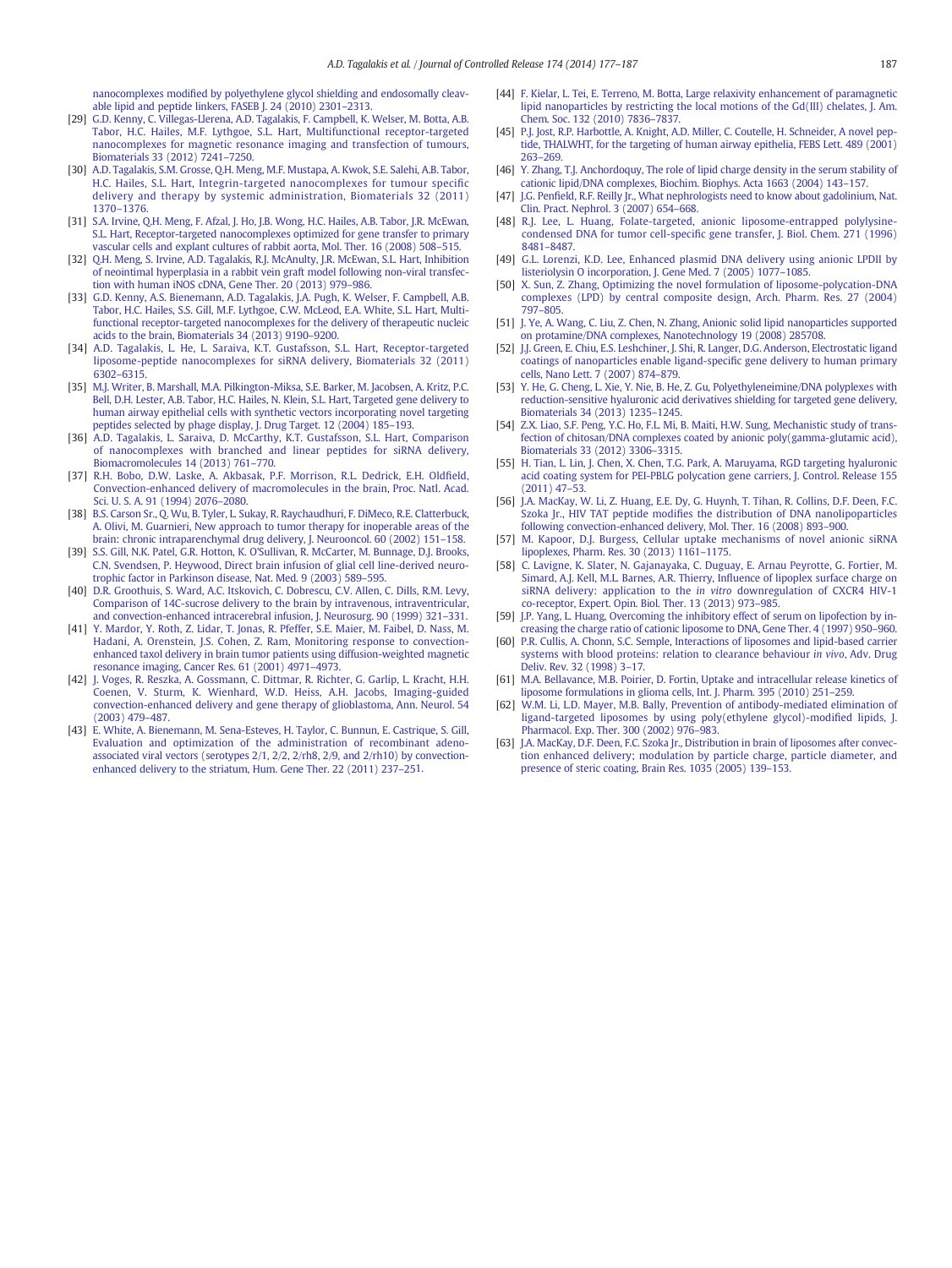nanocomplexes modified by polyethylene glycol shielding and endosomally cleavable lipid and peptide linkers, FASEB J. 24 (2010) 2301–2313.

[29] G.D. Kenny, C. Villegas-Llerena, A.D. Tagalakis, F. Campbell, K. Welser, M. Botta, A.B. Tabor, H.C. Hailes, M.F. Lythgoe, S.L. Hart, Multifunctional receptor-targeted nanocomplexes for magnetic resonance imaging and transfection of tumours, Biomaterials 33 (2012) 7241–7250.

[30] A.D. Tagalakis, S.M. Grosse, Q.H. Meng, M.F. Mustapa, A. Kwok, S.E. Salehi, A.B. Tabor, H.C. Hailes, S.L. Hart, Integrin-targeted nanocomplexes for tumour specific delivery and therapy by systemic administration, Biomaterials 32 (2011) 1370–1376.

[31] S.A. Irvine, Q.H. Meng, F. Afzal, J. Ho, J.B. Wong, H.C. Hailes, A.B. Tabor, J.R. McEwan, S.L. Hart, Receptor-targeted nanocomplexes optimized for gene transfer to primary vascular cells and explant cultures of rabbit aorta, Mol. Ther. 16 (2008) 508–515.

[32] Q.H. Meng, S. Irvine, A.D. Tagalakis, R.J. McAnulty, J.R. McEwan, S.L. Hart, Inhibition of neointimal hyperplasia in a rabbit vein graft model following non-viral transfection with human iNOS cDNA, Gene Ther. 20 (2013) 979–986.

[33] G.D. Kenny, A.S. Bienemann, A.D. Tagalakis, J.A. Pugh, K. Welser, F. Campbell, A.B. Tabor, H.C. Hailes, S.S. Gill, M.F. Lythgoe, C.W. McLeod, E.A. White, S.L. Hart, Multifunctional receptor-targeted nanocomplexes for the delivery of therapeutic nucleic acids to the brain, Biomaterials 34 (2013) 9190–9200.

[34] A.D. Tagalakis, L. He, L. Saraiva, K.T. Gustafsson, S.L. Hart, Receptor-targeted liposome-peptide nanocomplexes for siRNA delivery, Biomaterials 32 (2011) 6302–6315.

[35] M.J. Writer, B. Marshall, M.A. Pilkington-Miksa, S.E. Barker, M. Jacobsen, A. Kritz, P.C. Bell, D.H. Lester, A.B. Tabor, H.C. Hailes, N. Klein, S.L. Hart, Targeted gene delivery to human airway epithelial cells with synthetic vectors incorporating novel targeting peptides selected by phage display, J. Drug Target. 12 (2004) 185–193.

[36] A.D. Tagalakis, L. Saraiva, D. McCarthy, K.T. Gustafsson, S.L. Hart, Comparison of nanocomplexes with branched and linear peptides for siRNA delivery, Biomacromolecules 14 (2013) 761–770.

[37] R.H. Bobo, D.W. Laske, A. Akbasak, P.F. Morrison, R.L. Dedrick, E.H. Oldfield, Convection-enhanced delivery of macromolecules in the brain, Proc. Natl. Acad. Sci. U. S. A. 91 (1994) 2076–2080.

[38] B.S. Carson Sr., Q. Wu, B. Tyler, L. Sukay, R. Raychaudhuri, F. DiMeco, R.E. Clatterbuck, A. Olivi, M. Guarnieri, New approach to tumor therapy for inoperable areas of the brain: chronic intraparenchymal drug delivery, J. Neurooncol. 60 (2002) 151–158.

[39] S.S. Gill, N.K. Patel, G.R. Hotton, K. O'Sullivan, R. McCarter, M. Bunnage, D.J. Brooks, C.N. Svendsen, P. Heywood, Direct brain infusion of glial cell line-derived neurotrophic factor in Parkinson disease, Nat. Med. 9 (2003) 589–595.

[40] D.R. Groothuis, S. Ward, A.C. Itskovich, C. Dobrescu, C.V. Allen, C. Dills, R.M. Levy, Comparison of 14C-sucrose delivery to the brain by intravenous, intraventricular, and convection-enhanced intracerebral infusion, J. Neurosurg. 90 (1999) 321–331.

[41] Y. Mardor, Y. Roth, Z. Lidar, T. Jonas, R. Pfeffer, S.E. Maier, M. Faibel, D. Nass, M. Hadani, A. Orenstein, J.S. Cohen, Z. Ram, Monitoring response to convection-enhanced taxol delivery in brain tumor patients using diffusion-weighted magnetic resonance imaging, Cancer Res. 61 (2001) 4971–4973.

[42] J. Voges, R. Reszka, A. Gossmann, C. Dittmar, R. Richter, G. Garlip, L. Kracht, H.H. Coenen, V. Sturm, K. Wienhard, W.D. Heiss, A.H. Jacobs, Imaging-guided convection-enhanced delivery and gene therapy of glioblastoma, Ann. Neurol. 54 (2003) 479–487.

[43] E. White, A. Bienemann, M. Sena-Esteves, H. Taylor, C. Bunnun, E. Castrique, S. Gill, Evaluation and optimization of the administration of recombinant adeno-associated viral vectors (serotypes 2/1, 2/2, 2/rh8, 2/9, and 2/rh10) by convection-enhanced delivery to the striatum, Hum. Gene Ther. 22 (2011) 237–251.

[44] F. Kielar, L. Tei, E. Terreno, M. Botta, Large relaxivity enhancement of paramagnetic lipid nanoparticles by restricting the local motions of the Gd(III) chelates, J. Am. Chem. Soc. 132 (2010) 7836–7837.

[45] P.J. Jost, R.P. Harbottle, A. Knight, A.D. Miller, C. Coutelle, H. Schneider, A novel peptide, THALWHT, for the targeting of human airway epithelia, FEBS Lett. 489 (2001) 263–269.

[46] Y. Zhang, T.J. Anchordoquy, The role of lipid charge density in the serum stability of cationic lipid/DNA complexes, Biochim. Biophys. Acta 1663 (2004) 143–157.

[47] J.G. Penfield, R.F. Reilly Jr., What nephrologists need to know about gadolinium, Nat. Clin. Pract. Nephrol. 3 (2007) 654–668.

[48] R.J. Lee, L. Huang, Folate-targeted, anionic liposome-entrapped polylysine-condensed DNA for tumor cell-specific gene transfer, J. Biol. Chem. 271 (1996) 8481–8487.

[49] G.L. Lorenzi, K.D. Lee, Enhanced plasmid DNA delivery using anionic LPDII by listeriolysin O incorporation, J. Gene Med. 7 (2005) 1077–1085.

[50] X. Sun, Z. Zhang, Optimizing the novel formulation of liposome-polycation-DNA complexes (LPD) by central composite design, Arch. Pharm. Res. 27 (2004) 797–805.

[51] J. Ye, A. Wang, C. Liu, Z. Chen, N. Zhang, Anionic solid lipid nanoparticles supported on protamine/DNA complexes, Nanotechnology 19 (2008) 285708.

[52] J.J. Green, E. Chiu, E.S. Leshchiner, J. Shi, R. Langer, D.G. Anderson, Electrostatic ligand coatings of nanoparticles enable ligand-specific gene delivery to human primary cells, Nano Lett. 7 (2007) 874–879.

[53] Y. He, G. Cheng, L. Xie, Y. Nie, B. He, Z. Gu, Polyethyleneimine/DNA polyplexes with reduction-sensitive hyaluronic acid derivatives shielding for targeted gene delivery, Biomaterials 34 (2013) 1235–1245.

[54] Z.X. Liao, S.F. Peng, Y.C. Ho, F.L. Mi, B. Maiti, H.W. Sung, Mechanistic study of transfection of chitosan/DNA complexes coated by anionic poly(gamma-glutamic acid), Biomaterials 33 (2012) 3306–3315.

[55] H. Tian, L. Lin, J. Chen, X. Chen, T.G. Park, A. Maruyama, RGD targeting hyaluronic acid coating system for PEI-PBLG polycation gene carriers, J. Control. Release 155 (2011) 47–53.

[56] J.A. MacKay, W. Li, Z. Huang, E.E. Dy, G. Huynh, T. Tihan, R. Collins, D.F. Deen, F.C. Szoka Jr., HIV TAT peptide modifies the distribution of DNA nanolipoparticles following convection-enhanced delivery, Mol. Ther. 16 (2008) 893–900.

[57] M. Kapoor, D.J. Burgess, Cellular uptake mechanisms of novel anionic siRNA lipoplexes, Pharm. Res. 30 (2013) 1161–1175.

[58] C. Lavigne, K. Slater, N. Gajanayaka, C. Duguay, E. Arnau Peyrotte, G. Fortier, M. Simard, A.J. Kell, M.L. Barnes, A.R. Thierry, Influence of lipoplex surface charge on siRNA delivery: application to the *in vitro* downregulation of CXCR4 HIV-1 co-receptor, Expert. Opin. Biol. Ther. 13 (2013) 973–985.

[59] J.P. Yang, L. Huang, Overcoming the inhibitory effect of serum on lipofection by increasing the charge ratio of cationic liposome to DNA, Gene Ther. 4 (1997) 950–960.

[60] P.R. Cullis, A. Chonn, S.C. Semple, Interactions of liposomes and lipid-based carrier systems with blood proteins: relation to clearance behaviour *in vivo*, Adv. Drug Deliv. Rev. 32 (1998) 3–17.

[61] M.A. Bellavance, M.B. Poirier, D. Fortin, Uptake and intracellular release kinetics of liposome formulations in glioma cells, Int. J. Pharm. 395 (2010) 251–259.

[62] W.M. Li, L.D. Mayer, M.B. Bally, Prevention of antibody-mediated elimination of ligand-targeted liposomes by using poly(ethylene glycol)-modified lipids, J. Pharmacol. Exp. Ther. 300 (2002) 976–983.

[63] J.A. MacKay, D.F. Deen, F.C. Szoka Jr., Distribution in brain of liposomes after convection enhanced delivery; modulation by particle charge, particle diameter, and presence of steric coating, Brain Res. 1035 (2005) 139–153.